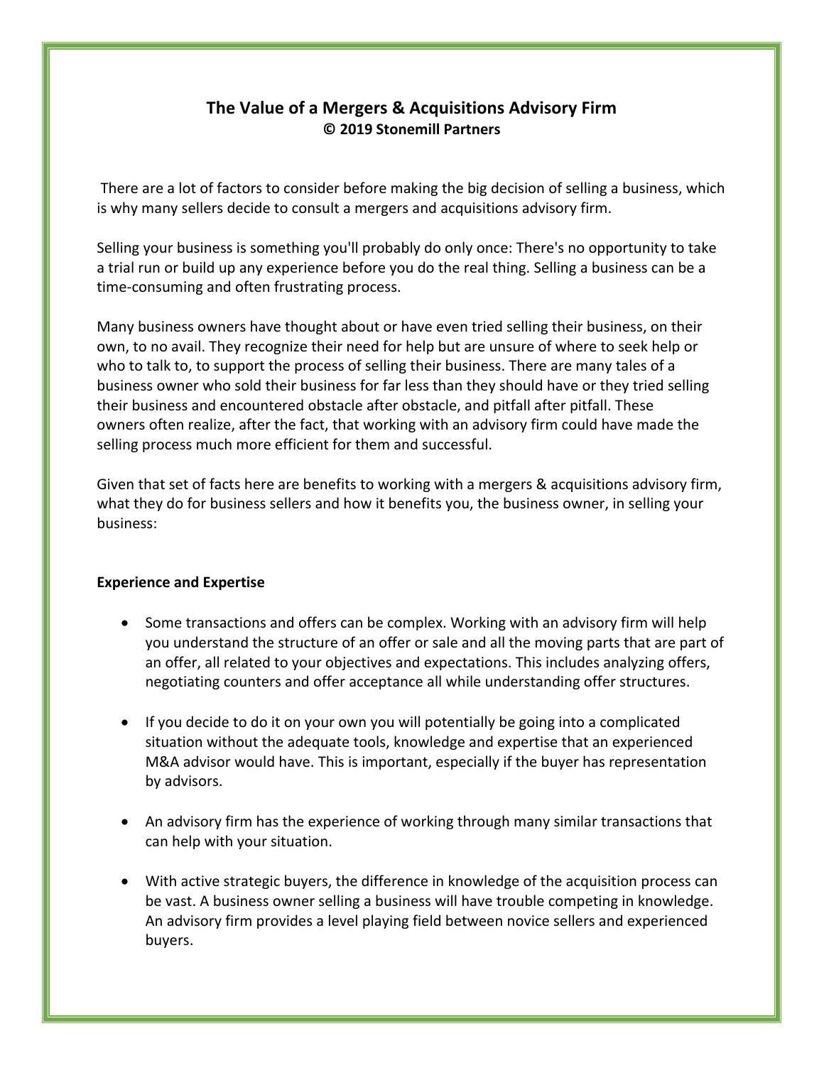# The Value of a Mergers & Acquisitions Advisory Firm

**© 2019 Stonemill Partners**

There are a lot of factors to consider before making the big decision of selling a business, which is why many sellers decide to consult a mergers and acquisitions advisory firm.

Selling your business is something you'll probably do only once: There's no opportunity to take a trial run or build up any experience before you do the real thing. Selling a business can be a time-consuming and often frustrating process.

Many business owners have thought about or have even tried selling their business, on their own, to no avail. They recognize their need for help but are unsure of where to seek help or who to talk to, to support the process of selling their business. There are many tales of a business owner who sold their business for far less than they should have or they tried selling their business and encountered obstacle after obstacle, and pitfall after pitfall. These owners often realize, after the fact, that working with an advisory firm could have made the selling process much more efficient for them and successful.

Given that set of facts here are benefits to working with a mergers & acquisitions advisory firm, what they do for business sellers and how it benefits you, the business owner, in selling your business:

**Experience and Expertise**

- Some transactions and offers can be complex. Working with an advisory firm will help you understand the structure of an offer or sale and all the moving parts that are part of an offer, all related to your objectives and expectations. This includes analyzing offers, negotiating counters and offer acceptance all while understanding offer structures.

- If you decide to do it on your own you will potentially be going into a complicated situation without the adequate tools, knowledge and expertise that an experienced M&A advisor would have. This is important, especially if the buyer has representation by advisors.

- An advisory firm has the experience of working through many similar transactions that can help with your situation.

- With active strategic buyers, the difference in knowledge of the acquisition process can be vast. A business owner selling a business will have trouble competing in knowledge. An advisory firm provides a level playing field between novice sellers and experienced buyers.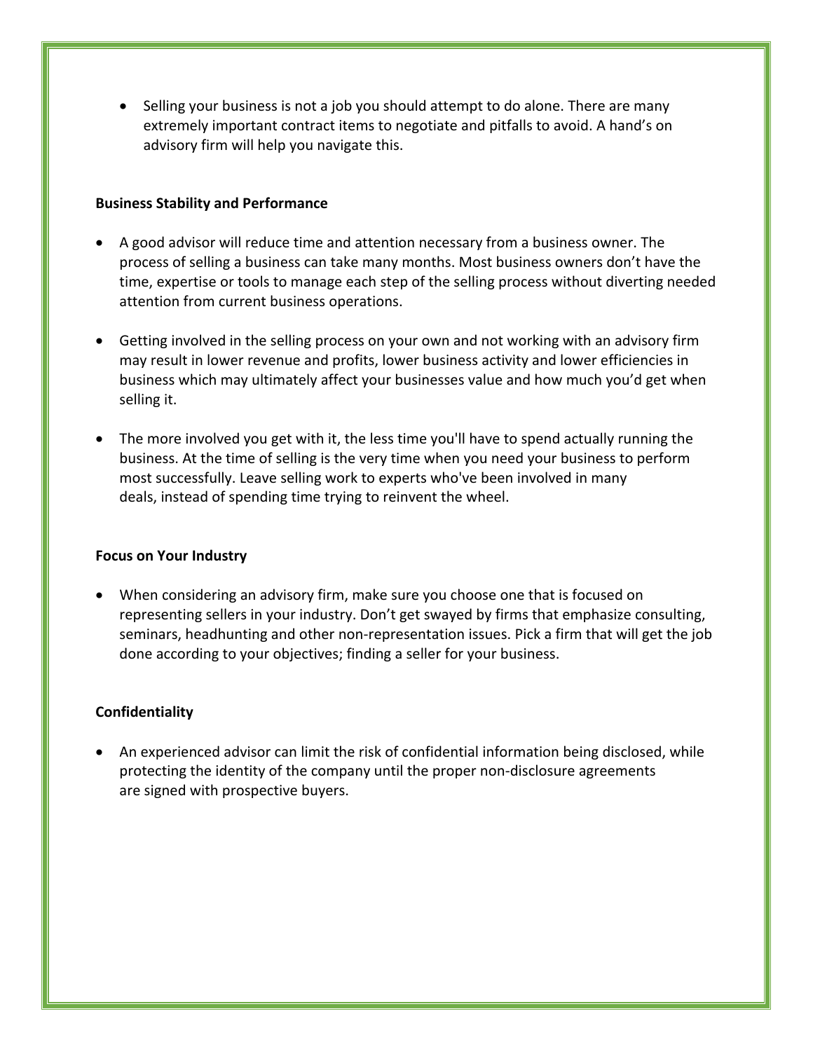- Selling your business is not a job you should attempt to do alone. There are many extremely important contract items to negotiate and pitfalls to avoid. A hand's on advisory firm will help you navigate this.

**Business Stability and Performance**

- A good advisor will reduce time and attention necessary from a business owner. The process of selling a business can take many months. Most business owners don't have the time, expertise or tools to manage each step of the selling process without diverting needed attention from current business operations.

- Getting involved in the selling process on your own and not working with an advisory firm may result in lower revenue and profits, lower business activity and lower efficiencies in business which may ultimately affect your businesses value and how much you'd get when selling it.

- The more involved you get with it, the less time you'll have to spend actually running the business. At the time of selling is the very time when you need your business to perform most successfully. Leave selling work to experts who've been involved in many deals, instead of spending time trying to reinvent the wheel.

**Focus on Your Industry**

- When considering an advisory firm, make sure you choose one that is focused on representing sellers in your industry. Don't get swayed by firms that emphasize consulting, seminars, headhunting and other non-representation issues. Pick a firm that will get the job done according to your objectives; finding a seller for your business.

**Confidentiality**

- An experienced advisor can limit the risk of confidential information being disclosed, while protecting the identity of the company until the proper non-disclosure agreements are signed with prospective buyers.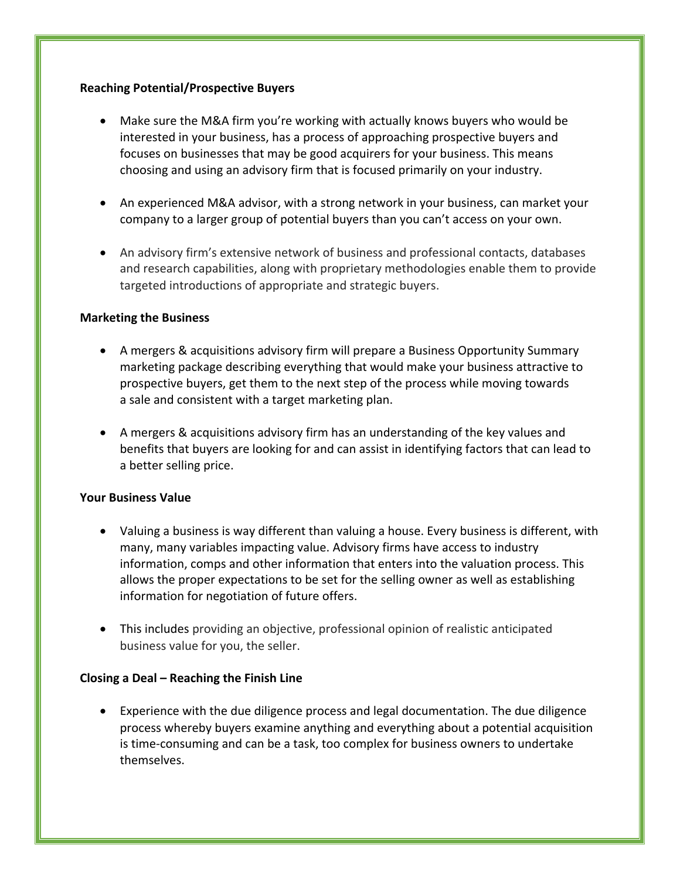**Reaching Potential/Prospective Buyers**

- Make sure the M&A firm you're working with actually knows buyers who would be interested in your business, has a process of approaching prospective buyers and focuses on businesses that may be good acquirers for your business. This means choosing and using an advisory firm that is focused primarily on your industry.

- An experienced M&A advisor, with a strong network in your business, can market your company to a larger group of potential buyers than you can't access on your own.

- An advisory firm's extensive network of business and professional contacts, databases and research capabilities, along with proprietary methodologies enable them to provide targeted introductions of appropriate and strategic buyers.

**Marketing the Business**

- A mergers & acquisitions advisory firm will prepare a Business Opportunity Summary marketing package describing everything that would make your business attractive to prospective buyers, get them to the next step of the process while moving towards a sale and consistent with a target marketing plan.

- A mergers & acquisitions advisory firm has an understanding of the key values and benefits that buyers are looking for and can assist in identifying factors that can lead to a better selling price.

**Your Business Value**

- Valuing a business is way different than valuing a house. Every business is different, with many, many variables impacting value. Advisory firms have access to industry information, comps and other information that enters into the valuation process. This allows the proper expectations to be set for the selling owner as well as establishing information for negotiation of future offers.

- This includes providing an objective, professional opinion of realistic anticipated business value for you, the seller.

**Closing a Deal – Reaching the Finish Line**

- Experience with the due diligence process and legal documentation. The due diligence process whereby buyers examine anything and everything about a potential acquisition is time-consuming and can be a task, too complex for business owners to undertake themselves.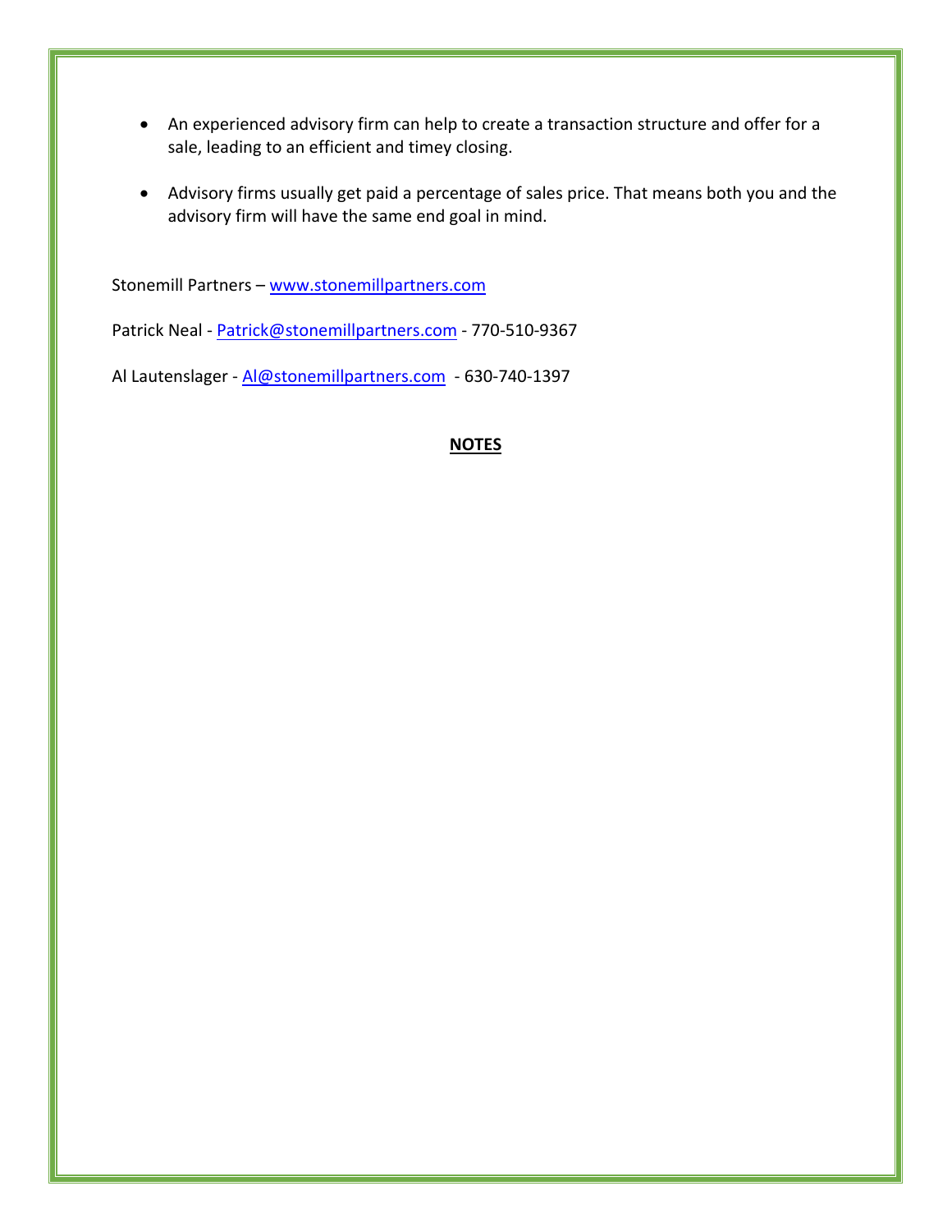- An experienced advisory firm can help to create a transaction structure and offer for a sale, leading to an efficient and timey closing.

- Advisory firms usually get paid a percentage of sales price. That means both you and the advisory firm will have the same end goal in mind.

Stonemill Partners – www.stonemillpartners.com

Patrick Neal - Patrick@stonemillpartners.com - 770-510-9367

Al Lautenslager - Al@stonemillpartners.com - 630-740-1397

**NOTES**